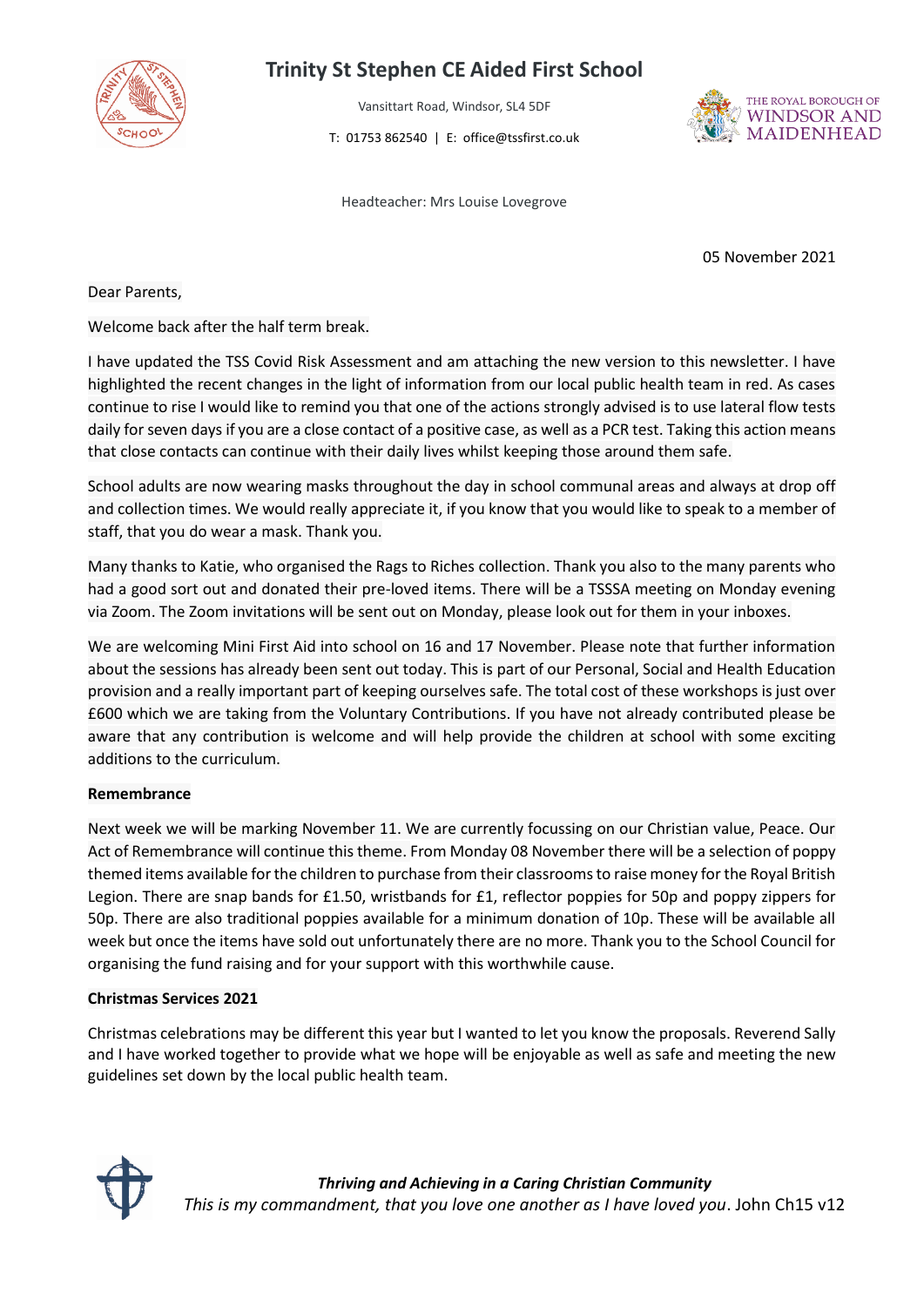# Trinity St Stephen CE Aided First School

Vansittart Road, Windsor, SL4 5DF

T: 01753 862540 | E: office@tssfirst.co.uk

Headteacher: Mrs Louise Lovegrove

05 November 2021

Dear Parents,

Welcome back after the half term break.

I have updated the TSS Covid Risk Assessment and am attaching the new version to this newsletter. I have highlighted the recent changes in the light of information from our local public health team in red. As cases continue to rise I would like to remind you that one of the actions strongly advised is to use lateral flow tests daily for seven days if you are a close contact of a positive case, as well as a PCR test. Taking this action means that close contacts can continue with their daily lives whilst keeping those around them safe.

School adults are now wearing masks throughout the day in school communal areas and always at drop off and collection times. We would really appreciate it, if you know that you would like to speak to a member of staff, that you do wear a mask. Thank you.

Many thanks to Katie, who organised the Rags to Riches collection. Thank you also to the many parents who had a good sort out and donated their pre-loved items. There will be a TSSSA meeting on Monday evening via Zoom. The Zoom invitations will be sent out on Monday, please look out for them in your inboxes.

We are welcoming Mini First Aid into school on 16 and 17 November. Please note that further information about the sessions has already been sent out today. This is part of our Personal, Social and Health Education provision and a really important part of keeping ourselves safe. The total cost of these workshops is just over £600 which we are taking from the Voluntary Contributions. If you have not already contributed please be aware that any contribution is welcome and will help provide the children at school with some exciting additions to the curriculum.

**Remembrance**

Next week we will be marking November 11. We are currently focussing on our Christian value, Peace. Our Act of Remembrance will continue this theme. From Monday 08 November there will be a selection of poppy themed items available for the children to purchase from their classrooms to raise money for the Royal British Legion. There are snap bands for £1.50, wristbands for £1, reflector poppies for 50p and poppy zippers for 50p. There are also traditional poppies available for a minimum donation of 10p. These will be available all week but once the items have sold out unfortunately there are no more. Thank you to the School Council for organising the fund raising and for your support with this worthwhile cause.

**Christmas Services 2021**

Christmas celebrations may be different this year but I wanted to let you know the proposals. Reverend Sally and I have worked together to provide what we hope will be enjoyable as well as safe and meeting the new guidelines set down by the local public health team.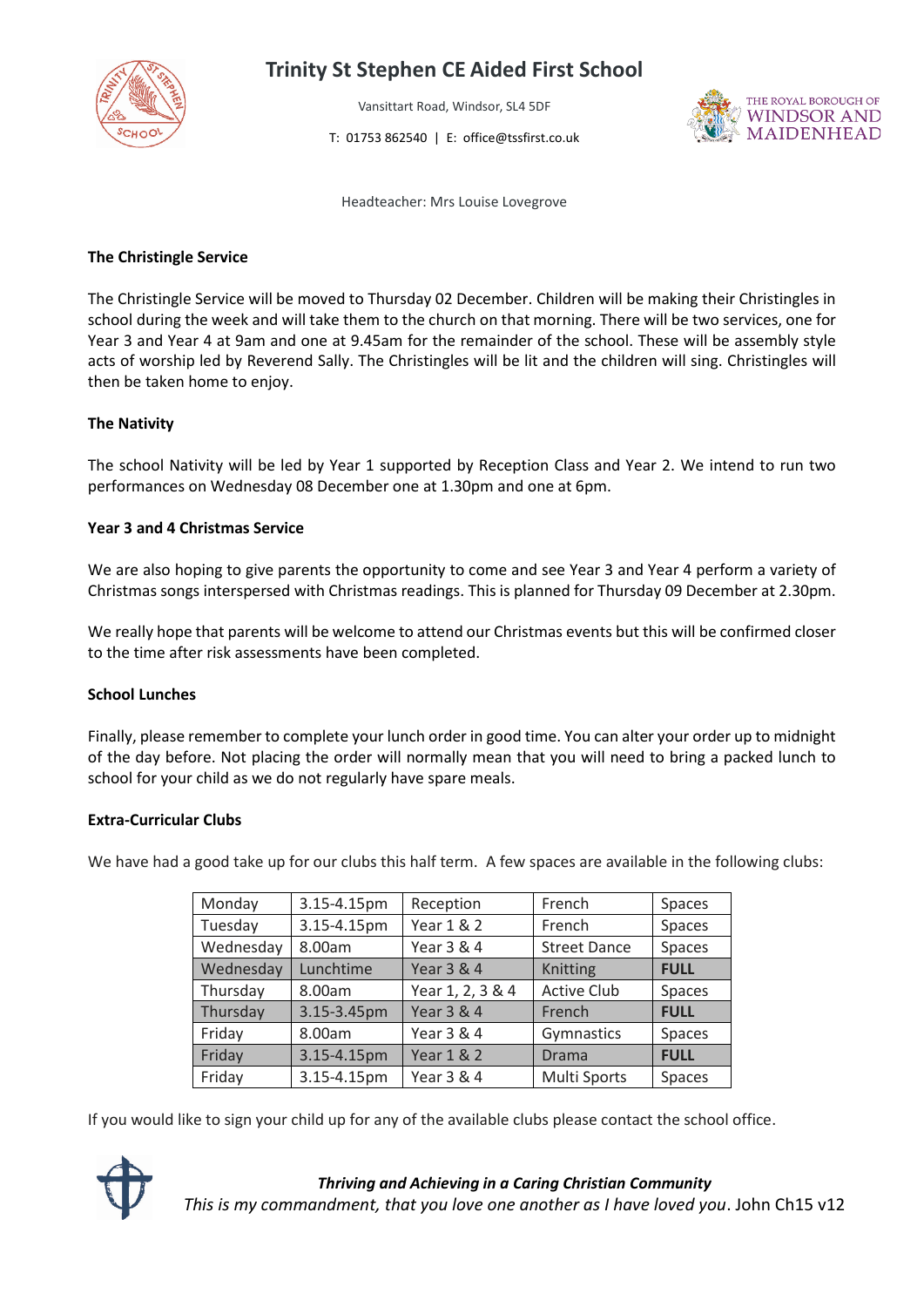# Trinity St Stephen CE Aided First School

Vansittart Road, Windsor, SL4 5DF

T: 01753 862540 | E: office@tssfirst.co.uk

Headteacher: Mrs Louise Lovegrove

**The Christingle Service**

The Christingle Service will be moved to Thursday 02 December. Children will be making their Christingles in school during the week and will take them to the church on that morning. There will be two services, one for Year 3 and Year 4 at 9am and one at 9.45am for the remainder of the school. These will be assembly style acts of worship led by Reverend Sally. The Christingles will be lit and the children will sing. Christingles will then be taken home to enjoy.

**The Nativity**

The school Nativity will be led by Year 1 supported by Reception Class and Year 2. We intend to run two performances on Wednesday 08 December one at 1.30pm and one at 6pm.

**Year 3 and 4 Christmas Service**

We are also hoping to give parents the opportunity to come and see Year 3 and Year 4 perform a variety of Christmas songs interspersed with Christmas readings. This is planned for Thursday 09 December at 2.30pm.

We really hope that parents will be welcome to attend our Christmas events but this will be confirmed closer to the time after risk assessments have been completed.

**School Lunches**

Finally, please remember to complete your lunch order in good time. You can alter your order up to midnight of the day before. Not placing the order will normally mean that you will need to bring a packed lunch to school for your child as we do not regularly have spare meals.

**Extra-Curricular Clubs**

We have had a good take up for our clubs this half term. A few spaces are available in the following clubs:

| Day | Time | Year | Club | Availability |
|---|---|---|---|---|
| Monday | 3.15-4.15pm | Reception | French | Spaces |
| Tuesday | 3.15-4.15pm | Year 1 & 2 | French | Spaces |
| Wednesday | 8.00am | Year 3 & 4 | Street Dance | Spaces |
| Wednesday | Lunchtime | Year 3 & 4 | Knitting | **FULL** |
| Thursday | 8.00am | Year 1, 2, 3 & 4 | Active Club | Spaces |
| Thursday | 3.15-3.45pm | Year 3 & 4 | French | **FULL** |
| Friday | 8.00am | Year 3 & 4 | Gymnastics | Spaces |
| Friday | 3.15-4.15pm | Year 1 & 2 | Drama | **FULL** |
| Friday | 3.15-4.15pm | Year 3 & 4 | Multi Sports | Spaces |

If you would like to sign your child up for any of the available clubs please contact the school office.

***Thriving and Achieving in a Caring Christian Community***

*This is my commandment, that you love one another as I have loved you*. John Ch15 v12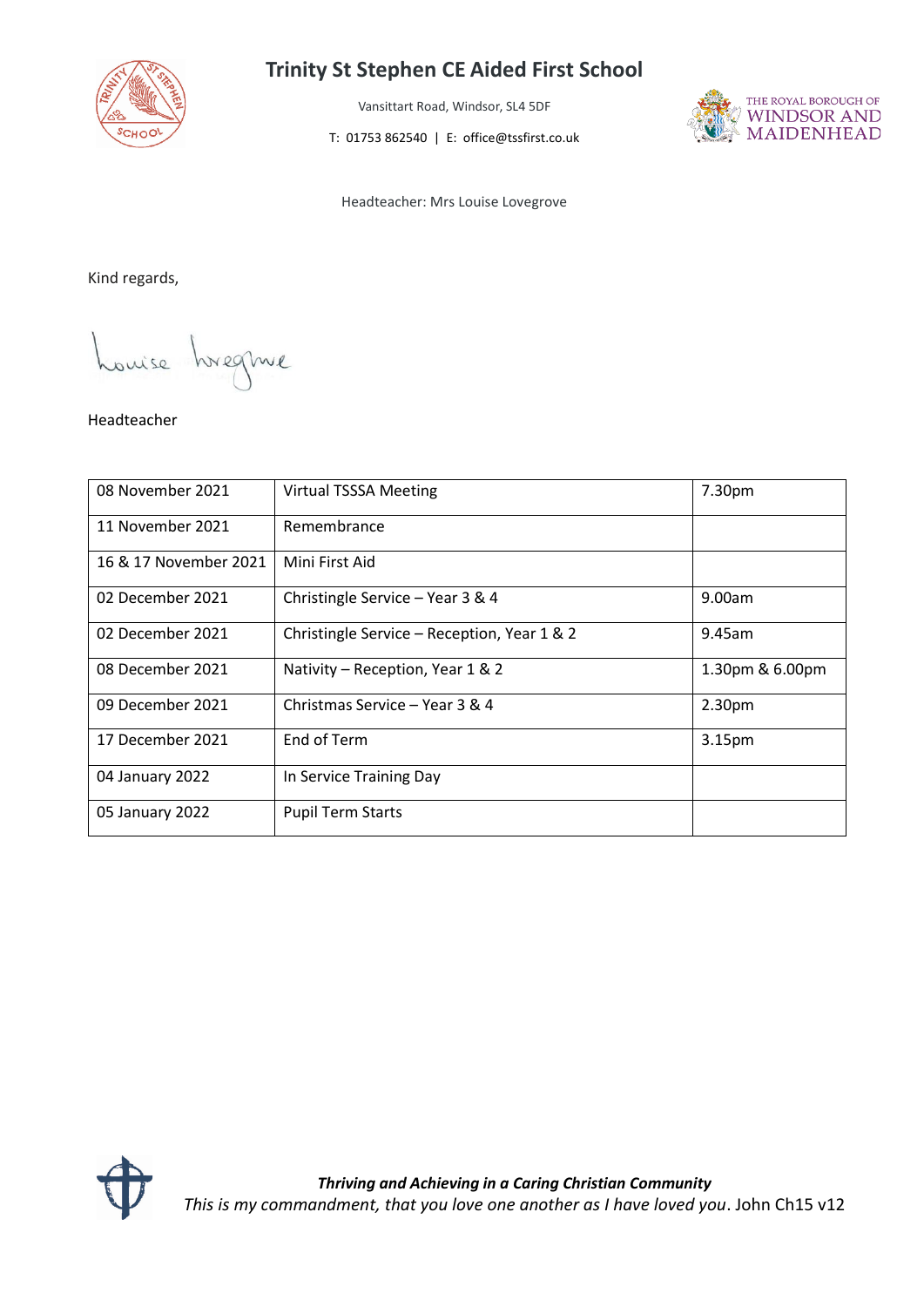# Trinity St Stephen CE Aided First School

Vansittart Road, Windsor, SL4 5DF

T: 01753 862540 | E: office@tssfirst.co.uk

Headteacher: Mrs Louise Lovegrove

Kind regards,

Louise Lovegrove

Headteacher

| | | |
|---|---|---|
| 08 November 2021 | Virtual TSSSA Meeting | 7.30pm |
| 11 November 2021 | Remembrance | |
| 16 & 17 November 2021 | Mini First Aid | |
| 02 December 2021 | Christingle Service – Year 3 & 4 | 9.00am |
| 02 December 2021 | Christingle Service – Reception, Year 1 & 2 | 9.45am |
| 08 December 2021 | Nativity – Reception, Year 1 & 2 | 1.30pm & 6.00pm |
| 09 December 2021 | Christmas Service – Year 3 & 4 | 2.30pm |
| 17 December 2021 | End of Term | 3.15pm |
| 04 January 2022 | In Service Training Day | |
| 05 January 2022 | Pupil Term Starts | |

***Thriving and Achieving in a Caring Christian Community***

*This is my commandment, that you love one another as I have loved you*. John Ch15 v12